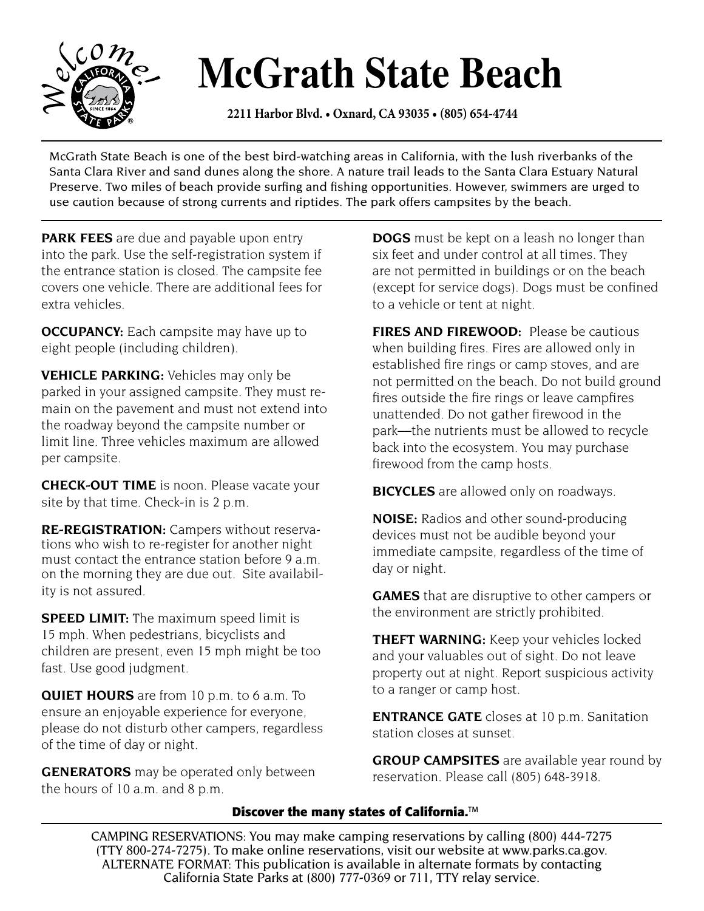# McGrath State Beach

**2211 Harbor Blvd. • Oxnard, CA 93035 • (805) 654-4744**

McGrath State Beach is one of the best bird-watching areas in California, with the lush riverbanks of the Santa Clara River and sand dunes along the shore. A nature trail leads to the Santa Clara Estuary Natural Preserve. Two miles of beach provide surfing and fishing opportunities. However, swimmers are urged to use caution because of strong currents and riptides. The park offers campsites by the beach.

**PARK FEES** are due and payable upon entry into the park. Use the self-registration system if the entrance station is closed. The campsite fee covers one vehicle. There are additional fees for extra vehicles.

**OCCUPANCY:** Each campsite may have up to eight people (including children).

**VEHICLE PARKING:** Vehicles may only be parked in your assigned campsite. They must remain on the pavement and must not extend into the roadway beyond the campsite number or limit line. Three vehicles maximum are allowed per campsite.

**CHECK-OUT TIME** is noon. Please vacate your site by that time. Check-in is 2 p.m.

**RE-REGISTRATION:** Campers without reservations who wish to re-register for another night must contact the entrance station before 9 a.m. on the morning they are due out. Site availability is not assured.

**SPEED LIMIT:** The maximum speed limit is 15 mph. When pedestrians, bicyclists and children are present, even 15 mph might be too fast. Use good judgment.

**QUIET HOURS** are from 10 p.m. to 6 a.m. To ensure an enjoyable experience for everyone, please do not disturb other campers, regardless of the time of day or night.

**GENERATORS** may be operated only between the hours of 10 a.m. and 8 p.m.

**DOGS** must be kept on a leash no longer than six feet and under control at all times. They are not permitted in buildings or on the beach (except for service dogs). Dogs must be confined to a vehicle or tent at night.

**FIRES AND FIREWOOD:** Please be cautious when building fires. Fires are allowed only in established fire rings or camp stoves, and are not permitted on the beach. Do not build ground fires outside the fire rings or leave campfires unattended. Do not gather firewood in the park—the nutrients must be allowed to recycle back into the ecosystem. You may purchase firewood from the camp hosts.

**BICYCLES** are allowed only on roadways.

**NOISE:** Radios and other sound-producing devices must not be audible beyond your immediate campsite, regardless of the time of day or night.

**GAMES** that are disruptive to other campers or the environment are strictly prohibited.

**THEFT WARNING:** Keep your vehicles locked and your valuables out of sight. Do not leave property out at night. Report suspicious activity to a ranger or camp host.

**ENTRANCE GATE** closes at 10 p.m. Sanitation station closes at sunset.

**GROUP CAMPSITES** are available year round by reservation. Please call (805) 648-3918.

**Discover the many states of California.™**

CAMPING RESERVATIONS: You may make camping reservations by calling (800) 444-7275 (TTY 800-274-7275). To make online reservations, visit our website at www.parks.ca.gov.
ALTERNATE FORMAT: This publication is available in alternate formats by contacting California State Parks at (800) 777-0369 or 711, TTY relay service.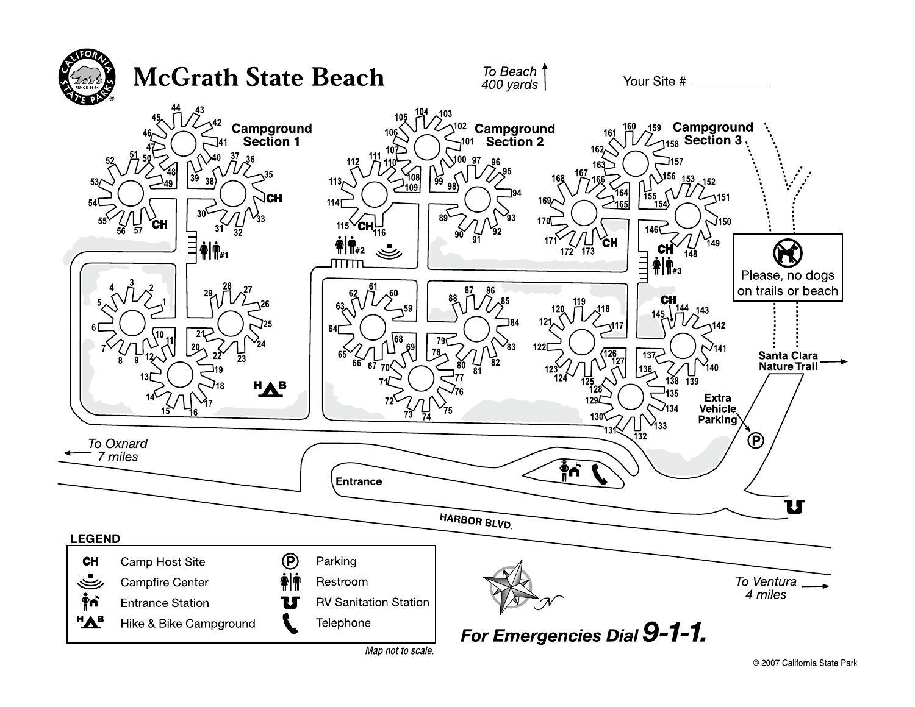# McGrath State Beach

To Beach 400 yards

Your Site # ___________

Campground Section 1

Campground Section 2

Campground Section 3

Please, no dogs on trails or beach

Santa Clara Nature Trail

Extra Vehicle Parking

To Oxnard 7 miles

Entrance

HARBOR BLVD.

To Ventura 4 miles

**LEGEND**

| | | | |
|---|---|---|---|
| CH | Camp Host Site | P | Parking |
| | Campfire Center | | Restroom |
| | Entrance Station | | RV Sanitation Station |
| H B | Hike & Bike Campground | | Telephone |

*Map not to scale.*

***For Emergencies Dial 9-1-1.***

© 2007 California State Park